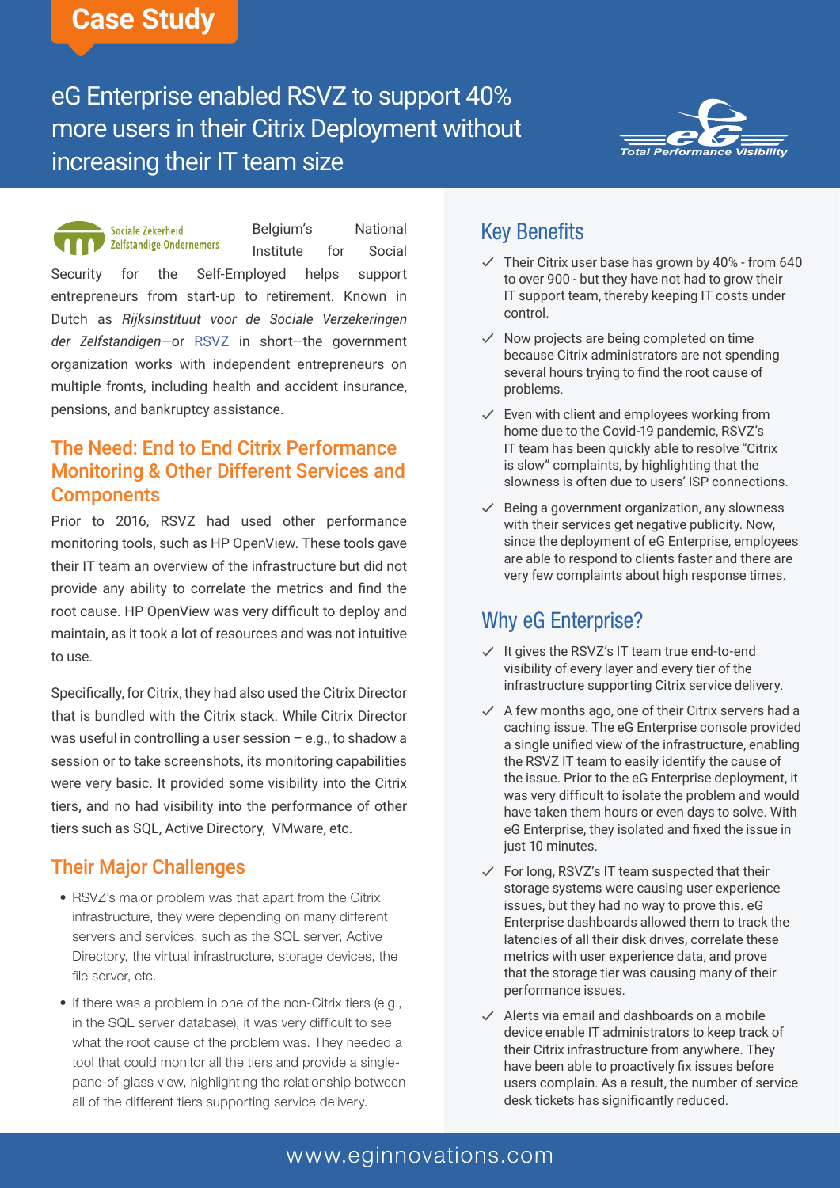Case Study

# eG Enterprise enabled RSVZ to support 40% more users in their Citrix Deployment without increasing their IT team size

Total Performance Visibility

Sociale Zekerheid Zelfstandige Ondernemers

Belgium's National Institute for Social Security for the Self-Employed helps support entrepreneurs from start-up to retirement. Known in Dutch as *Rijksinstituut voor de Sociale Verzekeringen der Zelfstandigen*—or RSVZ in short—the government organization works with independent entrepreneurs on multiple fronts, including health and accident insurance, pensions, and bankruptcy assistance.

## The Need: End to End Citrix Performance Monitoring & Other Different Services and Components

Prior to 2016, RSVZ had used other performance monitoring tools, such as HP OpenView. These tools gave their IT team an overview of the infrastructure but did not provide any ability to correlate the metrics and find the root cause. HP OpenView was very difficult to deploy and maintain, as it took a lot of resources and was not intuitive to use.

Specifically, for Citrix, they had also used the Citrix Director that is bundled with the Citrix stack. While Citrix Director was useful in controlling a user session – e.g., to shadow a session or to take screenshots, its monitoring capabilities were very basic. It provided some visibility into the Citrix tiers, and no had visibility into the performance of other tiers such as SQL, Active Directory, VMware, etc.

## Their Major Challenges

- RSVZ's major problem was that apart from the Citrix infrastructure, they were depending on many different servers and services, such as the SQL server, Active Directory, the virtual infrastructure, storage devices, the file server, etc.
- If there was a problem in one of the non-Citrix tiers (e.g., in the SQL server database), it was very difficult to see what the root cause of the problem was. They needed a tool that could monitor all the tiers and provide a single-pane-of-glass view, highlighting the relationship between all of the different tiers supporting service delivery.

## Key Benefits

- ✓ Their Citrix user base has grown by 40% - from 640 to over 900 - but they have not had to grow their IT support team, thereby keeping IT costs under control.
- ✓ Now projects are being completed on time because Citrix administrators are not spending several hours trying to find the root cause of problems.
- ✓ Even with client and employees working from home due to the Covid-19 pandemic, RSVZ's IT team has been quickly able to resolve "Citrix is slow" complaints, by highlighting that the slowness is often due to users' ISP connections.
- ✓ Being a government organization, any slowness with their services get negative publicity. Now, since the deployment of eG Enterprise, employees are able to respond to clients faster and there are very few complaints about high response times.

## Why eG Enterprise?

- ✓ It gives the RSVZ's IT team true end-to-end visibility of every layer and every tier of the infrastructure supporting Citrix service delivery.
- ✓ A few months ago, one of their Citrix servers had a caching issue. The eG Enterprise console provided a single unified view of the infrastructure, enabling the RSVZ IT team to easily identify the cause of the issue. Prior to the eG Enterprise deployment, it was very difficult to isolate the problem and would have taken them hours or even days to solve. With eG Enterprise, they isolated and fixed the issue in just 10 minutes.
- ✓ For long, RSVZ's IT team suspected that their storage systems were causing user experience issues, but they had no way to prove this. eG Enterprise dashboards allowed them to track the latencies of all their disk drives, correlate these metrics with user experience data, and prove that the storage tier was causing many of their performance issues.
- ✓ Alerts via email and dashboards on a mobile device enable IT administrators to keep track of their Citrix infrastructure from anywhere. They have been able to proactively fix issues before users complain. As a result, the number of service desk tickets has significantly reduced.

www.eginnovations.com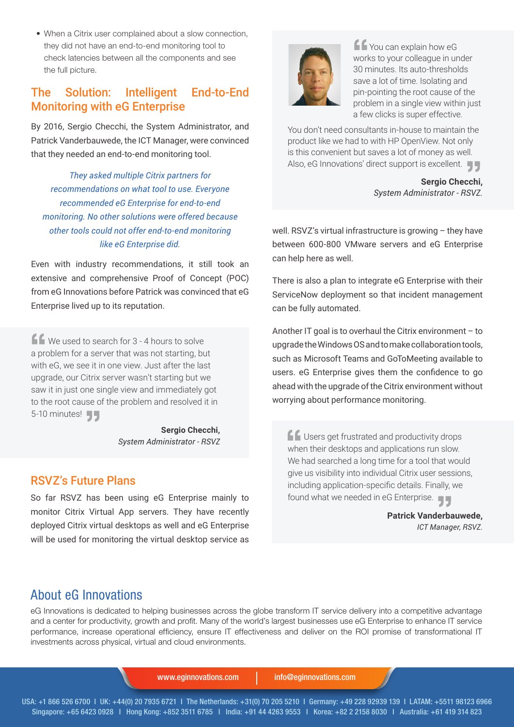- When a Citrix user complained about a slow connection, they did not have an end-to-end monitoring tool to check latencies between all the components and see the full picture.

## The Solution: Intelligent End-to-End Monitoring with eG Enterprise

By 2016, Sergio Checchi, the System Administrator, and Patrick Vanderbauwede, the ICT Manager, were convinced that they needed an end-to-end monitoring tool.

*They asked multiple Citrix partners for recommendations on what tool to use. Everyone recommended eG Enterprise for end-to-end monitoring. No other solutions were offered because other tools could not offer end-to-end monitoring like eG Enterprise did.*

Even with industry recommendations, it still took an extensive and comprehensive Proof of Concept (POC) from eG Innovations before Patrick was convinced that eG Enterprise lived up to its reputation.

> We used to search for 3 - 4 hours to solve a problem for a server that was not starting, but with eG, we see it in one view. Just after the last upgrade, our Citrix server wasn't starting but we saw it in just one single view and immediately got to the root cause of the problem and resolved it in 5-10 minutes!
>
> **Sergio Checchi,**
> *System Administrator - RSVZ*

## RSVZ's Future Plans

So far RSVZ has been using eG Enterprise mainly to monitor Citrix Virtual App servers. They have recently deployed Citrix virtual desktops as well and eG Enterprise will be used for monitoring the virtual desktop service as well. RSVZ's virtual infrastructure is growing – they have between 600-800 VMware servers and eG Enterprise can help here as well.

There is also a plan to integrate eG Enterprise with their ServiceNow deployment so that incident management can be fully automated.

Another IT goal is to overhaul the Citrix environment – to upgrade the Windows OS and to make collaboration tools, such as Microsoft Teams and GoToMeeting available to users. eG Enterprise gives them the confidence to go ahead with the upgrade of the Citrix environment without worrying about performance monitoring.

> You can explain how eG works to your colleague in under 30 minutes. Its auto-thresholds save a lot of time. Isolating and pin-pointing the root cause of the problem in a single view within just a few clicks is super effective.
>
> You don't need consultants in-house to maintain the product like we had to with HP OpenView. Not only is this convenient but saves a lot of money as well. Also, eG Innovations' direct support is excellent.
>
> **Sergio Checchi,**
> *System Administrator - RSVZ.*

> Users get frustrated and productivity drops when their desktops and applications run slow. We had searched a long time for a tool that would give us visibility into individual Citrix user sessions, including application-specific details. Finally, we found what we needed in eG Enterprise.
>
> **Patrick Vanderbauwede,**
> *ICT Manager, RSVZ.*

## About eG Innovations

eG Innovations is dedicated to helping businesses across the globe transform IT service delivery into a competitive advantage and a center for productivity, growth and profit. Many of the world's largest businesses use eG Enterprise to enhance IT service performance, increase operational efficiency, ensure IT effectiveness and deliver on the ROI promise of transformational IT investments across physical, virtual and cloud environments.

www.eginnovations.com | info@eginnovations.com

USA: +1 866 526 6700 I UK: +44(0) 20 7935 6721 I The Netherlands: +31(0) 70 205 5210 I Germany: +49 228 92939 139 I LATAM: +5511 98123 6966
Singapore: +65 6423 0928 I Hong Kong: +852 3511 6785 I India: +91 44 4263 9553 I Korea: +82 2 2158 8030 I Australia: +61 419 314 823